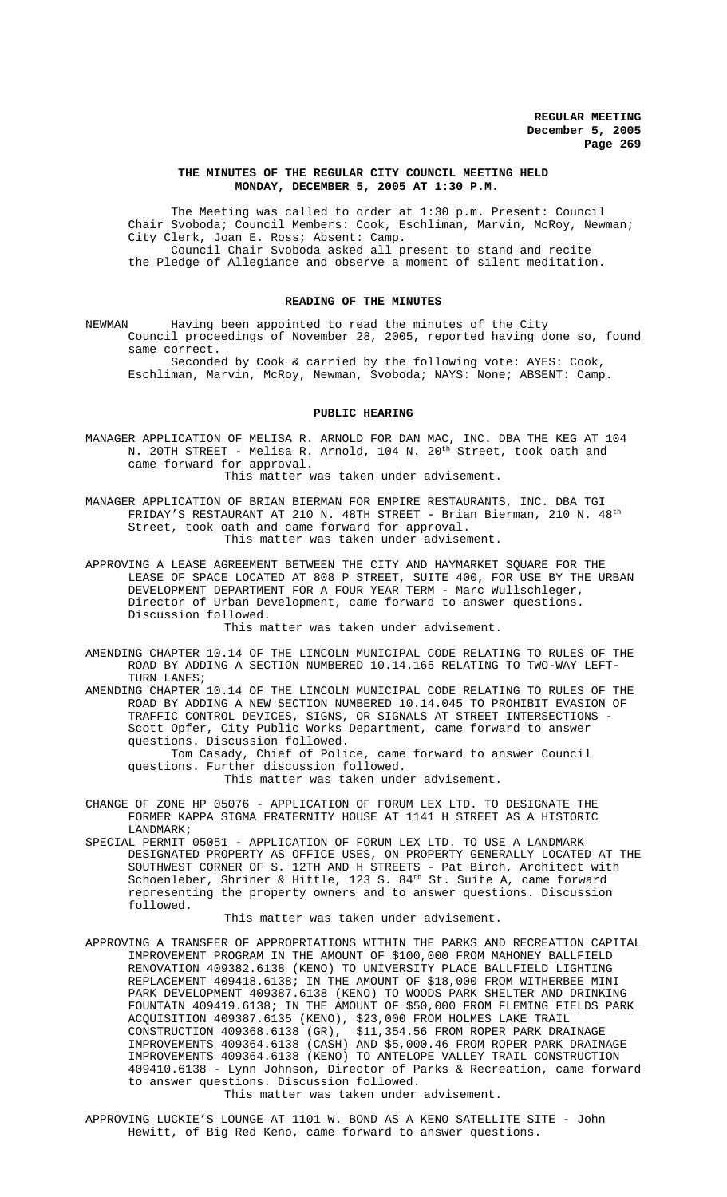**REGULAR MEETING**
**December 5, 2005**
**Page 269**

## THE MINUTES OF THE REGULAR CITY COUNCIL MEETING HELD MONDAY, DECEMBER 5, 2005 AT 1:30 P.M.

The Meeting was called to order at 1:30 p.m. Present: Council Chair Svoboda; Council Members: Cook, Eschliman, Marvin, McRoy, Newman; City Clerk, Joan E. Ross; Absent: Camp.

Council Chair Svoboda asked all present to stand and recite the Pledge of Allegiance and observe a moment of silent meditation.

### READING OF THE MINUTES

NEWMAN Having been appointed to read the minutes of the City Council proceedings of November 28, 2005, reported having done so, found same correct.

Seconded by Cook & carried by the following vote: AYES: Cook, Eschliman, Marvin, McRoy, Newman, Svoboda; NAYS: None; ABSENT: Camp.

### PUBLIC HEARING

MANAGER APPLICATION OF MELISA R. ARNOLD FOR DAN MAC, INC. DBA THE KEG AT 104 N. 20TH STREET - Melisa R. Arnold, 104 N. 20th Street, took oath and came forward for approval.

This matter was taken under advisement.

MANAGER APPLICATION OF BRIAN BIERMAN FOR EMPIRE RESTAURANTS, INC. DBA TGI FRIDAY'S RESTAURANT AT 210 N. 48TH STREET - Brian Bierman, 210 N. 48th Street, took oath and came forward for approval.

This matter was taken under advisement.

APPROVING A LEASE AGREEMENT BETWEEN THE CITY AND HAYMARKET SQUARE FOR THE LEASE OF SPACE LOCATED AT 808 P STREET, SUITE 400, FOR USE BY THE URBAN DEVELOPMENT DEPARTMENT FOR A FOUR YEAR TERM - Marc Wullschleger, Director of Urban Development, came forward to answer questions. Discussion followed.

This matter was taken under advisement.

AMENDING CHAPTER 10.14 OF THE LINCOLN MUNICIPAL CODE RELATING TO RULES OF THE ROAD BY ADDING A SECTION NUMBERED 10.14.165 RELATING TO TWO-WAY LEFT-TURN LANES;

AMENDING CHAPTER 10.14 OF THE LINCOLN MUNICIPAL CODE RELATING TO RULES OF THE ROAD BY ADDING A NEW SECTION NUMBERED 10.14.045 TO PROHIBIT EVASION OF TRAFFIC CONTROL DEVICES, SIGNS, OR SIGNALS AT STREET INTERSECTIONS - Scott Opfer, City Public Works Department, came forward to answer questions. Discussion followed.

Tom Casady, Chief of Police, came forward to answer Council questions. Further discussion followed.

This matter was taken under advisement.

CHANGE OF ZONE HP 05076 - APPLICATION OF FORUM LEX LTD. TO DESIGNATE THE FORMER KAPPA SIGMA FRATERNITY HOUSE AT 1141 H STREET AS A HISTORIC LANDMARK;

SPECIAL PERMIT 05051 - APPLICATION OF FORUM LEX LTD. TO USE A LANDMARK DESIGNATED PROPERTY AS OFFICE USES, ON PROPERTY GENERALLY LOCATED AT THE SOUTHWEST CORNER OF S. 12TH AND H STREETS - Pat Birch, Architect with Schoenleber, Shriner & Hittle, 123 S. 84th St. Suite A, came forward representing the property owners and to answer questions. Discussion followed.

This matter was taken under advisement.

APPROVING A TRANSFER OF APPROPRIATIONS WITHIN THE PARKS AND RECREATION CAPITAL IMPROVEMENT PROGRAM IN THE AMOUNT OF $100,000 FROM MAHONEY BALLFIELD RENOVATION 409382.6138 (KENO) TO UNIVERSITY PLACE BALLFIELD LIGHTING REPLACEMENT 409418.6138; IN THE AMOUNT OF $18,000 FROM WITHERBEE MINI PARK DEVELOPMENT 409387.6138 (KENO) TO WOODS PARK SHELTER AND DRINKING FOUNTAIN 409419.6138; IN THE AMOUNT OF $50,000 FROM FLEMING FIELDS PARK ACQUISITION 409387.6135 (KENO), $23,000 FROM HOLMES LAKE TRAIL CONSTRUCTION 409368.6138 (GR), $11,354.56 FROM ROPER PARK DRAINAGE IMPROVEMENTS 409364.6138 (CASH) AND $5,000.46 FROM ROPER PARK DRAINAGE IMPROVEMENTS 409364.6138 (KENO) TO ANTELOPE VALLEY TRAIL CONSTRUCTION 409410.6138 - Lynn Johnson, Director of Parks & Recreation, came forward to answer questions. Discussion followed.

This matter was taken under advisement.

APPROVING LUCKIE'S LOUNGE AT 1101 W. BOND AS A KENO SATELLITE SITE - John Hewitt, of Big Red Keno, came forward to answer questions.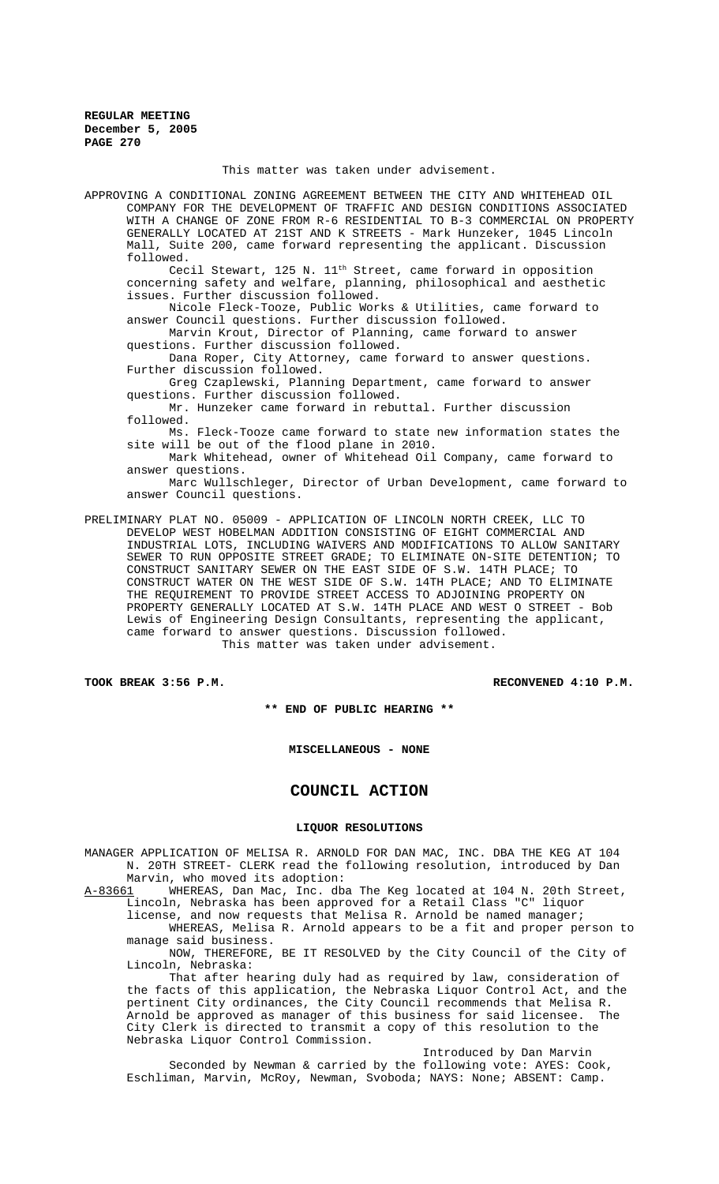This matter was taken under advisement.

APPROVING A CONDITIONAL ZONING AGREEMENT BETWEEN THE CITY AND WHITEHEAD OIL COMPANY FOR THE DEVELOPMENT OF TRAFFIC AND DESIGN CONDITIONS ASSOCIATED WITH A CHANGE OF ZONE FROM R-6 RESIDENTIAL TO B-3 COMMERCIAL ON PROPERTY GENERALLY LOCATED AT 21ST AND K STREETS - Mark Hunzeker, 1045 Lincoln Mall, Suite 200, came forward representing the applicant. Discussion followed.

Cecil Stewart, 125 N. 11th Street, came forward in opposition concerning safety and welfare, planning, philosophical and aesthetic issues. Further discussion followed.

Nicole Fleck-Tooze, Public Works & Utilities, came forward to answer Council questions. Further discussion followed.

Marvin Krout, Director of Planning, came forward to answer questions. Further discussion followed.

Dana Roper, City Attorney, came forward to answer questions. Further discussion followed.

Greg Czaplewski, Planning Department, came forward to answer questions. Further discussion followed.

Mr. Hunzeker came forward in rebuttal. Further discussion followed.

Ms. Fleck-Tooze came forward to state new information states the site will be out of the flood plane in 2010.

Mark Whitehead, owner of Whitehead Oil Company, came forward to answer questions.

Marc Wullschleger, Director of Urban Development, came forward to answer Council questions.

PRELIMINARY PLAT NO. 05009 - APPLICATION OF LINCOLN NORTH CREEK, LLC TO DEVELOP WEST HOBELMAN ADDITION CONSISTING OF EIGHT COMMERCIAL AND INDUSTRIAL LOTS, INCLUDING WAIVERS AND MODIFICATIONS TO ALLOW SANITARY SEWER TO RUN OPPOSITE STREET GRADE; TO ELIMINATE ON-SITE DETENTION; TO CONSTRUCT SANITARY SEWER ON THE EAST SIDE OF S.W. 14TH PLACE; TO CONSTRUCT WATER ON THE WEST SIDE OF S.W. 14TH PLACE; AND TO ELIMINATE THE REQUIREMENT TO PROVIDE STREET ACCESS TO ADJOINING PROPERTY ON PROPERTY GENERALLY LOCATED AT S.W. 14TH PLACE AND WEST O STREET - Bob Lewis of Engineering Design Consultants, representing the applicant, came forward to answer questions. Discussion followed.

This matter was taken under advisement.

**TOOK BREAK 3:56 P.M.** **RECONVENED 4:10 P.M.**

**\*\* END OF PUBLIC HEARING \*\***

**MISCELLANEOUS - NONE**

# COUNCIL ACTION

## LIQUOR RESOLUTIONS

MANAGER APPLICATION OF MELISA R. ARNOLD FOR DAN MAC, INC. DBA THE KEG AT 104 N. 20TH STREET- CLERK read the following resolution, introduced by Dan Marvin, who moved its adoption:

A-83661 WHEREAS, Dan Mac, Inc. dba The Keg located at 104 N. 20th Street, Lincoln, Nebraska has been approved for a Retail Class "C" liquor license, and now requests that Melisa R. Arnold be named manager;

WHEREAS, Melisa R. Arnold appears to be a fit and proper person to manage said business.

NOW, THEREFORE, BE IT RESOLVED by the City Council of the City of Lincoln, Nebraska:

That after hearing duly had as required by law, consideration of the facts of this application, the Nebraska Liquor Control Act, and the pertinent City ordinances, the City Council recommends that Melisa R. Arnold be approved as manager of this business for said licensee. The City Clerk is directed to transmit a copy of this resolution to the Nebraska Liquor Control Commission.

Introduced by Dan Marvin

Seconded by Newman & carried by the following vote: AYES: Cook, Eschliman, Marvin, McRoy, Newman, Svoboda; NAYS: None; ABSENT: Camp.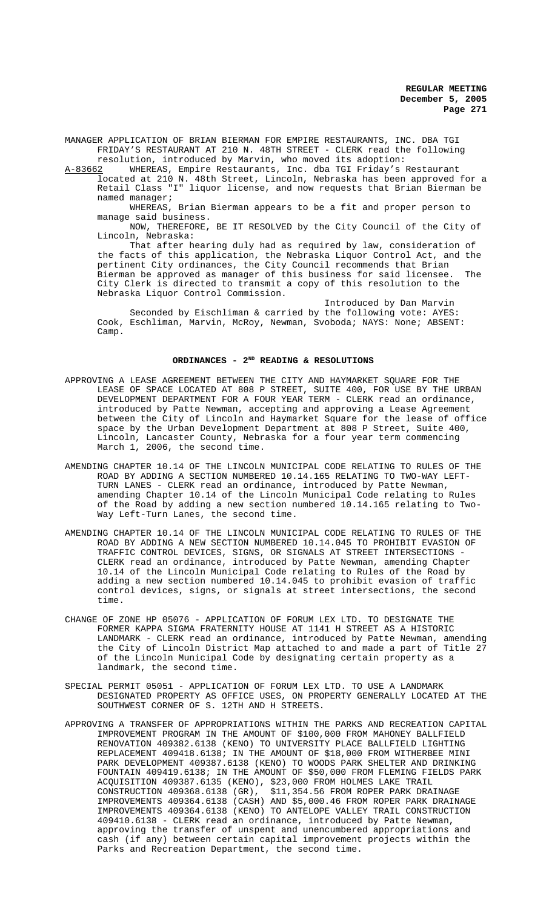MANAGER APPLICATION OF BRIAN BIERMAN FOR EMPIRE RESTAURANTS, INC. DBA TGI FRIDAY'S RESTAURANT AT 210 N. 48TH STREET - CLERK read the following resolution, introduced by Marvin, who moved its adoption:

A-83662 WHEREAS, Empire Restaurants, Inc. dba TGI Friday's Restaurant located at 210 N. 48th Street, Lincoln, Nebraska has been approved for a Retail Class "I" liquor license, and now requests that Brian Bierman be named manager;

WHEREAS, Brian Bierman appears to be a fit and proper person to manage said business.

NOW, THEREFORE, BE IT RESOLVED by the City Council of the City of Lincoln, Nebraska:

That after hearing duly had as required by law, consideration of the facts of this application, the Nebraska Liquor Control Act, and the pertinent City ordinances, the City Council recommends that Brian Bierman be approved as manager of this business for said licensee. The City Clerk is directed to transmit a copy of this resolution to the Nebraska Liquor Control Commission.

Introduced by Dan Marvin

Seconded by Eischliman & carried by the following vote: AYES: Cook, Eschliman, Marvin, McRoy, Newman, Svoboda; NAYS: None; ABSENT: Camp.

## ORDINANCES - 2ND READING & RESOLUTIONS

APPROVING A LEASE AGREEMENT BETWEEN THE CITY AND HAYMARKET SQUARE FOR THE LEASE OF SPACE LOCATED AT 808 P STREET, SUITE 400, FOR USE BY THE URBAN DEVELOPMENT DEPARTMENT FOR A FOUR YEAR TERM - CLERK read an ordinance, introduced by Patte Newman, accepting and approving a Lease Agreement between the City of Lincoln and Haymarket Square for the lease of office space by the Urban Development Department at 808 P Street, Suite 400, Lincoln, Lancaster County, Nebraska for a four year term commencing March 1, 2006, the second time.

AMENDING CHAPTER 10.14 OF THE LINCOLN MUNICIPAL CODE RELATING TO RULES OF THE ROAD BY ADDING A SECTION NUMBERED 10.14.165 RELATING TO TWO-WAY LEFT-TURN LANES - CLERK read an ordinance, introduced by Patte Newman, amending Chapter 10.14 of the Lincoln Municipal Code relating to Rules of the Road by adding a new section numbered 10.14.165 relating to Two-Way Left-Turn Lanes, the second time.

AMENDING CHAPTER 10.14 OF THE LINCOLN MUNICIPAL CODE RELATING TO RULES OF THE ROAD BY ADDING A NEW SECTION NUMBERED 10.14.045 TO PROHIBIT EVASION OF TRAFFIC CONTROL DEVICES, SIGNS, OR SIGNALS AT STREET INTERSECTIONS - CLERK read an ordinance, introduced by Patte Newman, amending Chapter 10.14 of the Lincoln Municipal Code relating to Rules of the Road by adding a new section numbered 10.14.045 to prohibit evasion of traffic control devices, signs, or signals at street intersections, the second time.

CHANGE OF ZONE HP 05076 - APPLICATION OF FORUM LEX LTD. TO DESIGNATE THE FORMER KAPPA SIGMA FRATERNITY HOUSE AT 1141 H STREET AS A HISTORIC LANDMARK - CLERK read an ordinance, introduced by Patte Newman, amending the City of Lincoln District Map attached to and made a part of Title 27 of the Lincoln Municipal District Code by designating certain property as a landmark, the second time.

SPECIAL PERMIT 05051 - APPLICATION OF FORUM LEX LTD. TO USE A LANDMARK DESIGNATED PROPERTY AS OFFICE USES, ON PROPERTY GENERALLY LOCATED AT THE SOUTHWEST CORNER OF S. 12TH AND H STREETS.

APPROVING A TRANSFER OF APPROPRIATIONS WITHIN THE PARKS AND RECREATION CAPITAL IMPROVEMENT PROGRAM IN THE AMOUNT OF $100,000 FROM MAHONEY BALLFIELD RENOVATION 409382.6138 (KENO) TO UNIVERSITY PLACE BALLFIELD LIGHTING REPLACEMENT 409418.6138; IN THE AMOUNT OF $18,000 FROM WITHERBEE MINI PARK DEVELOPMENT 409387.6138 (KENO) TO WOODS PARK SHELTER AND DRINKING FOUNTAIN 409419.6138; IN THE AMOUNT OF $50,000 FROM FLEMING FIELDS PARK ACQUISITION 409387.6135 (KENO), $23,000 FROM HOLMES LAKE TRAIL CONSTRUCTION 409368.6138 (GR), $11,354.56 FROM ROPER PARK DRAINAGE IMPROVEMENTS 409364.6138 (CASH) AND $5,000.46 FROM ROPER PARK DRAINAGE IMPROVEMENTS 409364.6138 (KENO) TO ANTELOPE VALLEY TRAIL CONSTRUCTION 409410.6138 - CLERK read an ordinance, introduced by Patte Newman, approving the transfer of unspent and unencumbered appropriations and cash (if any) between certain capital improvement projects within the Parks and Recreation Department, the second time.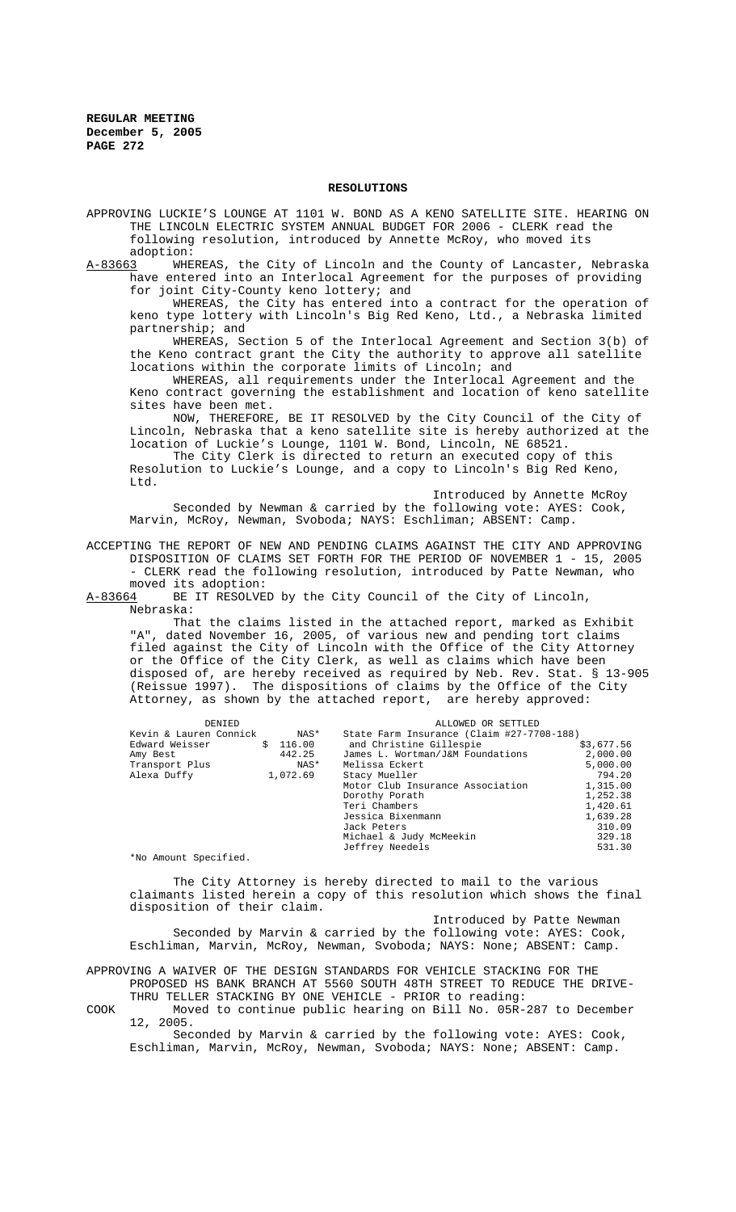## RESOLUTIONS

APPROVING LUCKIE'S LOUNGE AT 1101 W. BOND AS A KENO SATELLITE SITE. HEARING ON THE LINCOLN ELECTRIC SYSTEM ANNUAL BUDGET FOR 2006 - CLERK read the following resolution, introduced by Annette McRoy, who moved its adoption:

A-83663 WHEREAS, the City of Lincoln and the County of Lancaster, Nebraska have entered into an Interlocal Agreement for the purposes of providing for joint City-County keno lottery; and

WHEREAS, the City has entered into a contract for the operation of keno type lottery with Lincoln's Big Red Keno, Ltd., a Nebraska limited partnership; and

WHEREAS, Section 5 of the Interlocal Agreement and Section 3(b) of the Keno contract grant the City the authority to approve all satellite locations within the corporate limits of Lincoln; and

WHEREAS, all requirements under the Interlocal Agreement and the Keno contract governing the establishment and location of keno satellite sites have been met.

NOW, THEREFORE, BE IT RESOLVED by the City Council of the City of Lincoln, Nebraska that a keno satellite site is hereby authorized at the location of Luckie's Lounge, 1101 W. Bond, Lincoln, NE 68521.

The City Clerk is directed to return an executed copy of this Resolution to Luckie's Lounge, and a copy to Lincoln's Big Red Keno, Ltd.

Introduced by Annette McRoy

Seconded by Newman & carried by the following vote: AYES: Cook, Marvin, McRoy, Newman, Svoboda; NAYS: Eschliman; ABSENT: Camp.

ACCEPTING THE REPORT OF NEW AND PENDING CLAIMS AGAINST THE CITY AND APPROVING DISPOSITION OF CLAIMS SET FORTH FOR THE PERIOD OF NOVEMBER 1 - 15, 2005 - CLERK read the following resolution, introduced by Patte Newman, who moved its adoption:

A-83664 BE IT RESOLVED by the City Council of the City of Lincoln, Nebraska:

That the claims listed in the attached report, marked as Exhibit "A", dated November 16, 2005, of various new and pending tort claims filed against the City of Lincoln with the Office of the City Attorney or the Office of the City Clerk, as well as claims which have been disposed of, are hereby received as required by Neb. Rev. Stat. § 13-905 (Reissue 1997). The dispositions of claims by the Office of the City Attorney, as shown by the attached report, are hereby approved:

| DENIED | | ALLOWED OR SETTLED | |
|---|---|---|---|
| Kevin & Lauren Connick | NAS* | State Farm Insurance (Claim #27-7708-188) and Christine Gillespie | $3,677.56 |
| Edward Weisser | $ 116.00 | James L. Wortman/J&M Foundations | 2,000.00 |
| Amy Best | 442.25 | Melissa Eckert | 5,000.00 |
| Transport Plus | NAS* | Stacy Mueller | 794.20 |
| Alexa Duffy | 1,072.69 | Motor Club Insurance Association | 1,315.00 |
| | | Dorothy Porath | 1,252.38 |
| | | Teri Chambers | 1,420.61 |
| | | Jessica Bixenmann | 1,639.28 |
| | | Jack Peters | 310.09 |
| | | Michael & Judy McMeekin | 329.18 |
| | | Jeffrey Needels | 531.30 |

*No Amount Specified.

The City Attorney is hereby directed to mail to the various claimants listed herein a copy of this resolution which shows the final disposition of their claim.

Introduced by Patte Newman

Seconded by Marvin & carried by the following vote: AYES: Cook, Eschliman, Marvin, McRoy, Newman, Svoboda; NAYS: None; ABSENT: Camp.

APPROVING A WAIVER OF THE DESIGN STANDARDS FOR VEHICLE STACKING FOR THE PROPOSED HS BANK BRANCH AT 5560 SOUTH 48TH STREET TO REDUCE THE DRIVE-THRU TELLER STACKING BY ONE VEHICLE - PRIOR to reading:

COOK Moved to continue public hearing on Bill No. 05R-287 to December 12, 2005.

Seconded by Marvin & carried by the following vote: AYES: Cook, Eschliman, Marvin, McRoy, Newman, Svoboda; NAYS: None; ABSENT: Camp.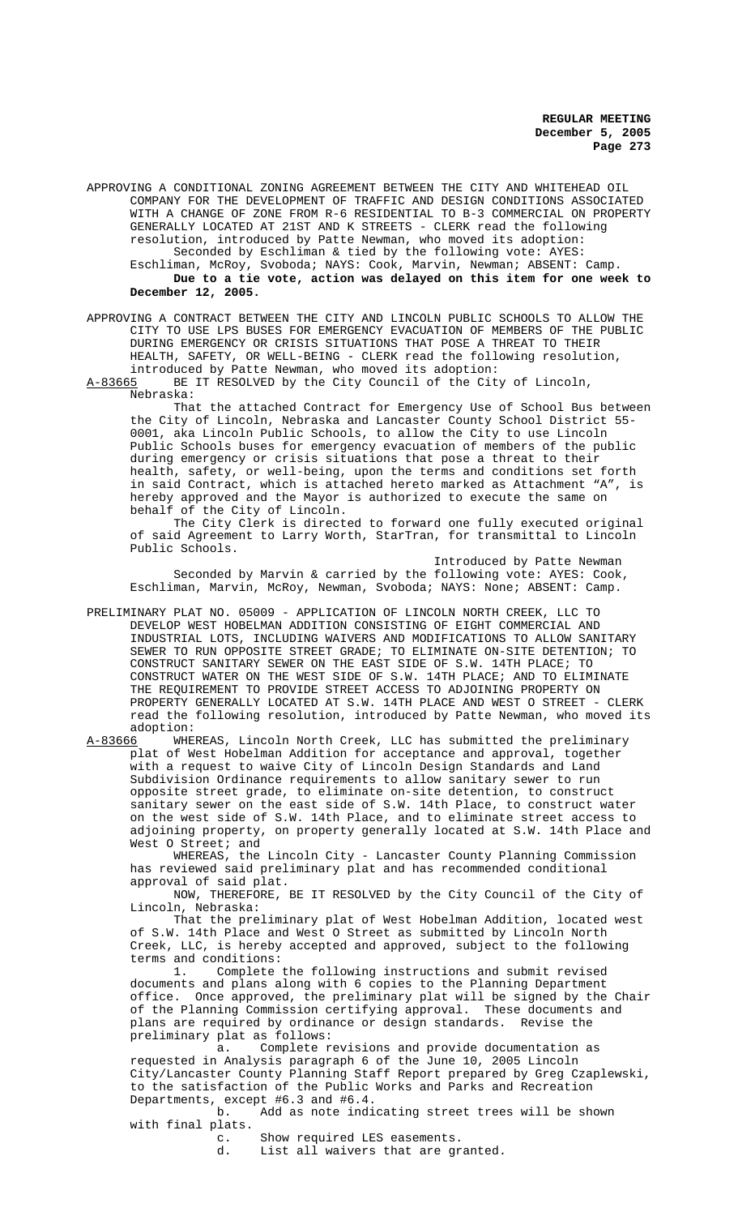APPROVING A CONDITIONAL ZONING AGREEMENT BETWEEN THE CITY AND WHITEHEAD OIL COMPANY FOR THE DEVELOPMENT OF TRAFFIC AND DESIGN CONDITIONS ASSOCIATED WITH A CHANGE OF ZONE FROM R-6 RESIDENTIAL TO B-3 COMMERCIAL ON PROPERTY GENERALLY LOCATED AT 21ST AND K STREETS - CLERK read the following resolution, introduced by Patte Newman, who moved its adoption:

Seconded by Eschliman & tied by the following vote: AYES: Eschliman, McRoy, Svoboda; NAYS: Cook, Marvin, Newman; ABSENT: Camp.

**Due to a tie vote, action was delayed on this item for one week to December 12, 2005.**

APPROVING A CONTRACT BETWEEN THE CITY AND LINCOLN PUBLIC SCHOOLS TO ALLOW THE CITY TO USE LPS BUSES FOR EMERGENCY EVACUATION OF MEMBERS OF THE PUBLIC DURING EMERGENCY OR CRISIS SITUATIONS THAT POSE A THREAT TO THEIR HEALTH, SAFETY, OR WELL-BEING - CLERK read the following resolution, introduced by Patte Newman, who moved its adoption:

A-83665 BE IT RESOLVED by the City Council of the City of Lincoln, Nebraska:

That the attached Contract for Emergency Use of School Bus between the City of Lincoln, Nebraska and Lancaster County School District 55-0001, aka Lincoln Public Schools, to allow the City to use Lincoln Public Schools buses for emergency evacuation of members of the public during emergency or crisis situations that pose a threat to their health, safety, or well-being, upon the terms and conditions set forth in said Contract, which is attached hereto marked as Attachment "A", is hereby approved and the Mayor is authorized to execute the same on behalf of the City of Lincoln.

The City Clerk is directed to forward one fully executed original of said Agreement to Larry Worth, StarTran, for transmittal to Lincoln Public Schools.

Introduced by Patte Newman

Seconded by Marvin & carried by the following vote: AYES: Cook, Eschliman, Marvin, McRoy, Newman, Svoboda; NAYS: None; ABSENT: Camp.

PRELIMINARY PLAT NO. 05009 - APPLICATION OF LINCOLN NORTH CREEK, LLC TO DEVELOP WEST HOBELMAN ADDITION CONSISTING OF EIGHT COMMERCIAL AND INDUSTRIAL LOTS, INCLUDING WAIVERS AND MODIFICATIONS TO ALLOW SANITARY SEWER TO RUN OPPOSITE STREET GRADE; TO ELIMINATE ON-SITE DETENTION; TO CONSTRUCT SANITARY SEWER ON THE EAST SIDE OF S.W. 14TH PLACE; TO CONSTRUCT WATER ON THE WEST SIDE OF S.W. 14TH PLACE; AND TO ELIMINATE THE REQUIREMENT TO PROVIDE STREET ACCESS TO ADJOINING PROPERTY ON PROPERTY GENERALLY LOCATED AT S.W. 14TH PLACE AND WEST O STREET - CLERK read the following resolution, introduced by Patte Newman, who moved its adoption:

A-83666 WHEREAS, Lincoln North Creek, LLC has submitted the preliminary plat of West Hobelman Addition for acceptance and approval, together with a request to waive City of Lincoln Design Standards and Land Subdivision Ordinance requirements to allow sanitary sewer to run opposite street grade, to eliminate on-site detention, to construct sanitary sewer on the east side of S.W. 14th Place, to construct water on the west side of S.W. 14th Place, and to eliminate street access to adjoining property, on property generally located at S.W. 14th Place and West O Street; and

WHEREAS, the Lincoln City - Lancaster County Planning Commission has reviewed said preliminary plat and has recommended conditional approval of said plat.

NOW, THEREFORE, BE IT RESOLVED by the City Council of the City of Lincoln, Nebraska:

That the preliminary plat of West Hobelman Addition, located west of S.W. 14th Place and West O Street as submitted by Lincoln North Creek, LLC, is hereby accepted and approved, subject to the following terms and conditions:

1. Complete the following instructions and submit revised documents and plans along with 6 copies to the Planning Department office. Once approved, the preliminary plat will be signed by the Chair of the Planning Commission certifying approval. These documents and plans are required by ordinance or design standards. Revise the preliminary plat as follows:

   a. Complete revisions and provide documentation as requested in Analysis paragraph 6 of the June 10, 2005 Lincoln City/Lancaster County Planning Staff Report prepared by Greg Czaplewski, to the satisfaction of the Public Works and Parks and Recreation Departments, except #6.3 and #6.4.

   b. Add as note indicating street trees will be shown with final plats.

   c. Show required LES easements.

   d. List all waivers that are granted.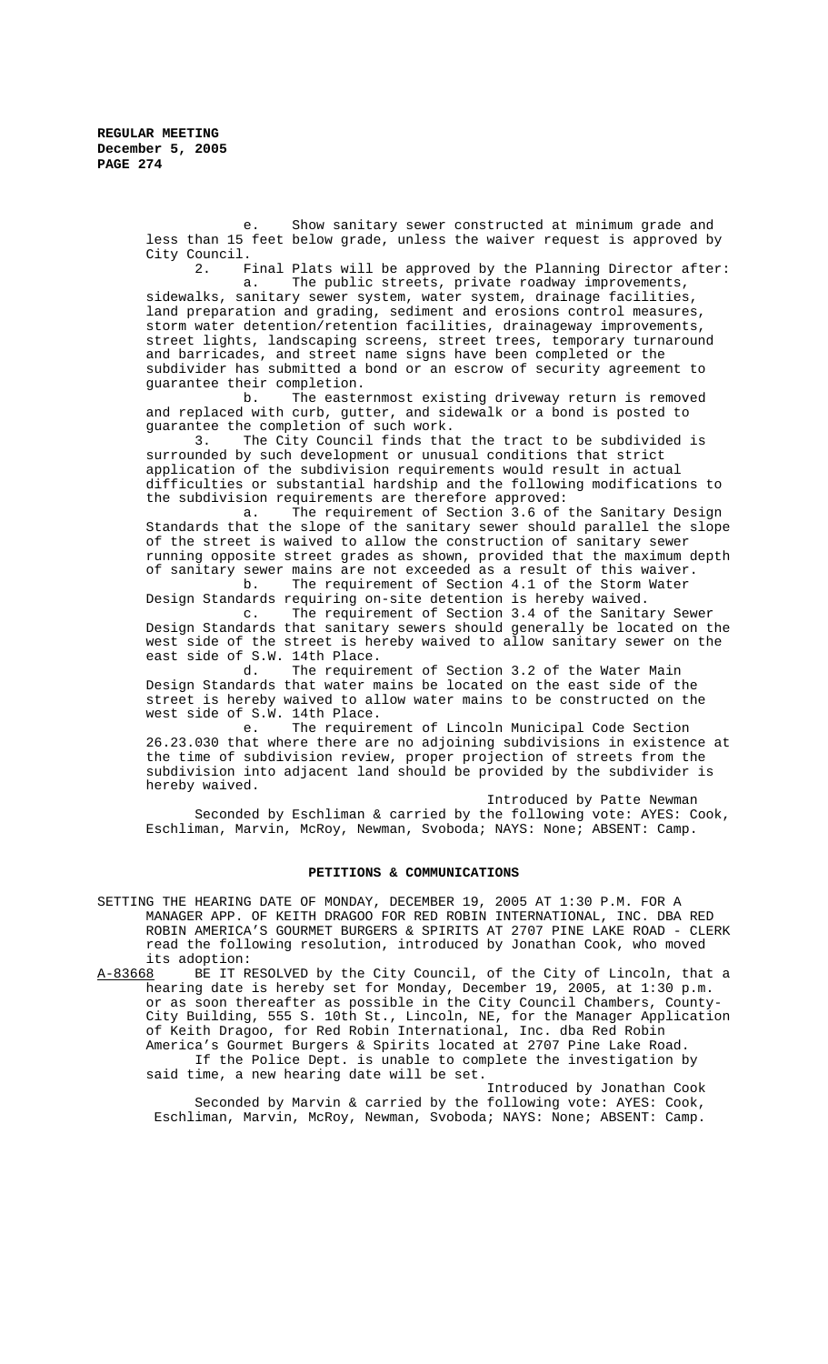e. Show sanitary sewer constructed at minimum grade and less than 15 feet below grade, unless the waiver request is approved by City Council.

2. Final Plats will be approved by the Planning Director after:

a. The public streets, private roadway improvements, sidewalks, sanitary sewer system, water system, drainage facilities, land preparation and grading, sediment and erosions control measures, storm water detention/retention facilities, drainageway improvements, street lights, landscaping screens, street trees, temporary turnaround and barricades, and street name signs have been completed or the subdivider has submitted a bond or an escrow of security agreement to guarantee their completion.

b. The easternmost existing driveway return is removed and replaced with curb, gutter, and sidewalk or a bond is posted to guarantee the completion of such work.

3. The City Council finds that the tract to be subdivided is surrounded by such development or unusual conditions that strict application of the subdivision requirements would result in actual difficulties or substantial hardship and the following modifications to the subdivision requirements are therefore approved:

a. The requirement of Section 3.6 of the Sanitary Design Standards that the slope of the sanitary sewer should parallel the slope of the street is waived to allow the construction of sanitary sewer running opposite street grades as shown, provided that the maximum depth of sanitary sewer mains are not exceeded as a result of this waiver.

b. The requirement of Section 4.1 of the Storm Water Design Standards requiring on-site detention is hereby waived.

c. The requirement of Section 3.4 of the Sanitary Sewer Design Standards that sanitary sewers should generally be located on the west side of the street is hereby waived to allow sanitary sewer on the east side of S.W. 14th Place.

d. The requirement of Section 3.2 of the Water Main Design Standards that water mains be located on the east side of the street is hereby waived to allow water mains to be constructed on the west side of S.W. 14th Place.

e. The requirement of Lincoln Municipal Code Section 26.23.030 that where there are no adjoining subdivisions in existence at the time of subdivision review, proper projection of streets from the subdivision into adjacent land should be provided by the subdivider is hereby waived.

Introduced by Patte Newman

Seconded by Eschliman & carried by the following vote: AYES: Cook, Eschliman, Marvin, McRoy, Newman, Svoboda; NAYS: None; ABSENT: Camp.

## PETITIONS & COMMUNICATIONS

SETTING THE HEARING DATE OF MONDAY, DECEMBER 19, 2005 AT 1:30 P.M. FOR A MANAGER APP. OF KEITH DRAGOO FOR RED ROBIN INTERNATIONAL, INC. DBA RED ROBIN AMERICA'S GOURMET BURGERS & SPIRITS AT 2707 PINE LAKE ROAD - CLERK read the following resolution, introduced by Jonathan Cook, who moved its adoption:

A-83668 BE IT RESOLVED by the City Council, of the City of Lincoln, that a hearing date is hereby set for Monday, December 19, 2005, at 1:30 p.m. or as soon thereafter as possible in the City Council Chambers, County-City Building, 555 S. 10th St., Lincoln, NE, for the Manager Application of Keith Dragoo, for Red Robin International, Inc. dba Red Robin America's Gourmet Burgers & Spirits located at 2707 Pine Lake Road.

If the Police Dept. is unable to complete the investigation by said time, a new hearing date will be set.

Introduced by Jonathan Cook

Seconded by Marvin & carried by the following vote: AYES: Cook, Eschliman, Marvin, McRoy, Newman, Svoboda; NAYS: None; ABSENT: Camp.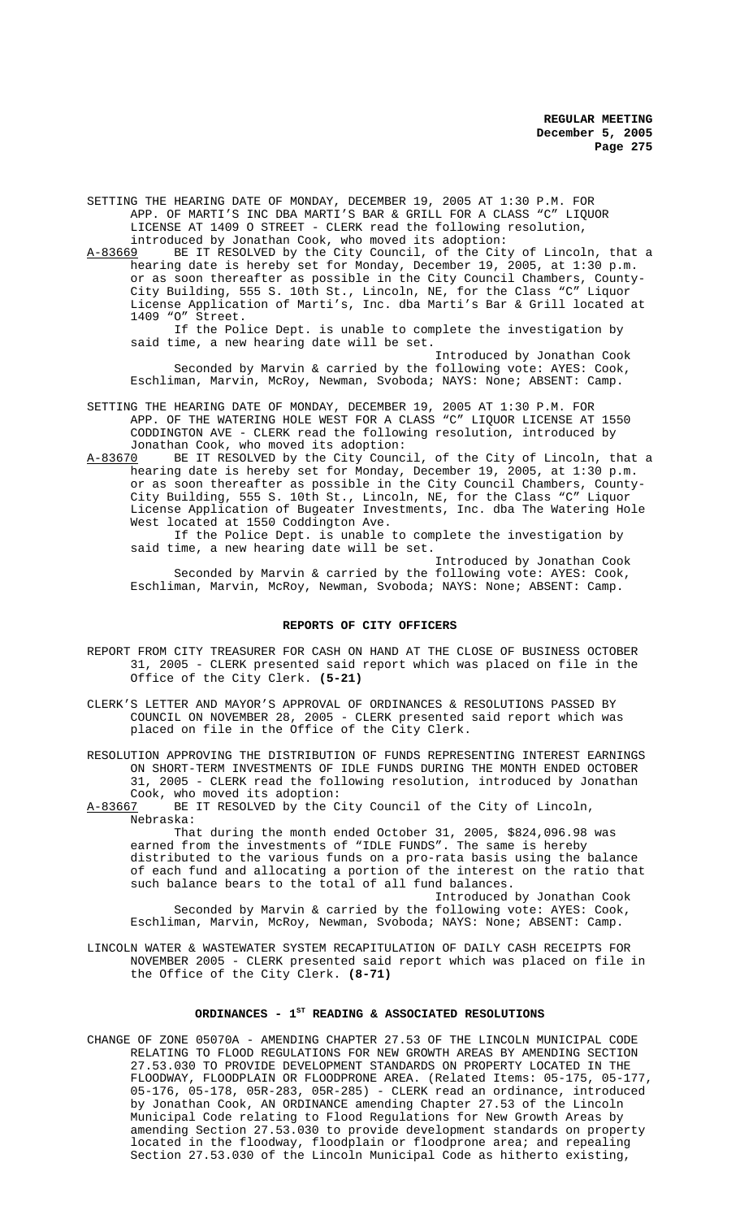SETTING THE HEARING DATE OF MONDAY, DECEMBER 19, 2005 AT 1:30 P.M. FOR APP. OF MARTI'S INC DBA MARTI'S BAR & GRILL FOR A CLASS "C" LIQUOR LICENSE AT 1409 O STREET - CLERK read the following resolution, introduced by Jonathan Cook, who moved its adoption:

A-83669 BE IT RESOLVED by the City Council, of the City of Lincoln, that a hearing date is hereby set for Monday, December 19, 2005, at 1:30 p.m. or as soon thereafter as possible in the City Council Chambers, County-City Building, 555 S. 10th St., Lincoln, NE, for the Class "C" Liquor License Application of Marti's, Inc. dba Marti's Bar & Grill located at 1409 "O" Street.

If the Police Dept. is unable to complete the investigation by said time, a new hearing date will be set.

Introduced by Jonathan Cook

Seconded by Marvin & carried by the following vote: AYES: Cook, Eschliman, Marvin, McRoy, Newman, Svoboda; NAYS: None; ABSENT: Camp.

SETTING THE HEARING DATE OF MONDAY, DECEMBER 19, 2005 AT 1:30 P.M. FOR APP. OF THE WATERING HOLE WEST FOR A CLASS "C" LIQUOR LICENSE AT 1550 CODDINGTON AVE - CLERK read the following resolution, introduced by Jonathan Cook, who moved its adoption:

A-83670 BE IT RESOLVED by the City Council, of the City of Lincoln, that a hearing date is hereby set for Monday, December 19, 2005, at 1:30 p.m. or as soon thereafter as possible in the City Council Chambers, County-City Building, 555 S. 10th St., Lincoln, NE, for the Class "C" Liquor License Application of Bugeater Investments, Inc. dba The Watering Hole West located at 1550 Coddington Ave.

If the Police Dept. is unable to complete the investigation by said time, a new hearing date will be set.

Introduced by Jonathan Cook

Seconded by Marvin & carried by the following vote: AYES: Cook, Eschliman, Marvin, McRoy, Newman, Svoboda; NAYS: None; ABSENT: Camp.

## REPORTS OF CITY OFFICERS

REPORT FROM CITY TREASURER FOR CASH ON HAND AT THE CLOSE OF BUSINESS OCTOBER 31, 2005 - CLERK presented said report which was placed on file in the Office of the City Clerk. **(5-21)**

CLERK'S LETTER AND MAYOR'S APPROVAL OF ORDINANCES & RESOLUTIONS PASSED BY COUNCIL ON NOVEMBER 28, 2005 - CLERK presented said report which was placed on file in the Office of the City Clerk.

RESOLUTION APPROVING THE DISTRIBUTION OF FUNDS REPRESENTING INTEREST EARNINGS ON SHORT-TERM INVESTMENTS OF IDLE FUNDS DURING THE MONTH ENDED OCTOBER 31, 2005 - CLERK read the following resolution, introduced by Jonathan Cook, who moved its adoption:

A-83667 BE IT RESOLVED by the City Council of the City of Lincoln, Nebraska:

That during the month ended October 31, 2005, $824,096.98 was earned from the investments of "IDLE FUNDS". The same is hereby distributed to the various funds on a pro-rata basis using the balance of each fund and allocating a portion of the interest on the ratio that such balance bears to the total of all fund balances.

Introduced by Jonathan Cook

Seconded by Marvin & carried by the following vote: AYES: Cook, Eschliman, Marvin, McRoy, Newman, Svoboda; NAYS: None; ABSENT: Camp.

LINCOLN WATER & WASTEWATER SYSTEM RECAPITULATION OF DAILY CASH RECEIPTS FOR NOVEMBER 2005 - CLERK presented said report which was placed on file in the Office of the City Clerk. **(8-71)**

## ORDINANCES - 1ST READING & ASSOCIATED RESOLUTIONS

CHANGE OF ZONE 05070A - AMENDING CHAPTER 27.53 OF THE LINCOLN MUNICIPAL CODE RELATING TO FLOOD REGULATIONS FOR NEW GROWTH AREAS BY AMENDING SECTION 27.53.030 TO PROVIDE DEVELOPMENT STANDARDS ON PROPERTY LOCATED IN THE FLOODWAY, FLOODPLAIN OR FLOODPRONE AREA. (Related Items: 05-175, 05-177, 05-176, 05-178, 05R-283, 05R-285) - CLERK read an ordinance, introduced by Jonathan Cook, AN ORDINANCE amending Chapter 27.53 of the Lincoln Municipal Code relating to Flood Regulations for New Growth Areas by amending Section 27.53.030 to provide development standards on property located in the floodway, floodplain or floodprone area; and repealing Section 27.53.030 of the Lincoln Municipal Code as hitherto existing,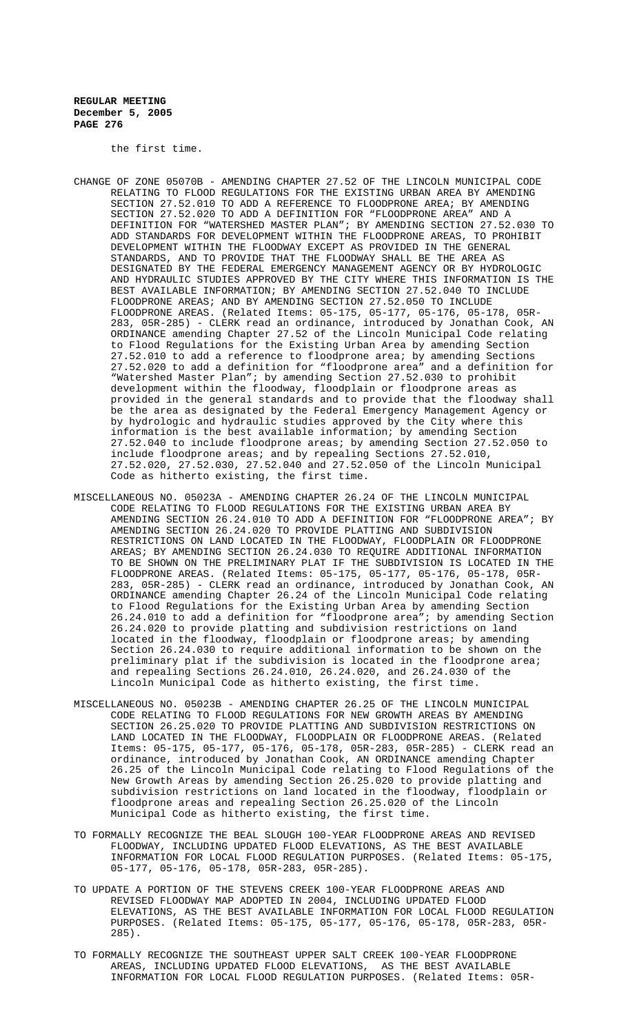the first time.

CHANGE OF ZONE 05070B - AMENDING CHAPTER 27.52 OF THE LINCOLN MUNICIPAL CODE RELATING TO FLOOD REGULATIONS FOR THE EXISTING URBAN AREA BY AMENDING SECTION 27.52.010 TO ADD A REFERENCE TO FLOODPRONE AREA; BY AMENDING SECTION 27.52.020 TO ADD A DEFINITION FOR "FLOODPRONE AREA" AND A DEFINITION FOR "WATERSHED MASTER PLAN"; BY AMENDING SECTION 27.52.030 TO ADD STANDARDS FOR DEVELOPMENT WITHIN THE FLOODPRONE AREAS, TO PROHIBIT DEVELOPMENT WITHIN THE FLOODWAY EXCEPT AS PROVIDED IN THE GENERAL STANDARDS, AND TO PROVIDE THAT THE FLOODWAY SHALL BE THE AREA AS DESIGNATED BY THE FEDERAL EMERGENCY MANAGEMENT AGENCY OR BY HYDROLOGIC AND HYDRAULIC STUDIES APPROVED BY THE CITY WHERE THIS INFORMATION IS THE BEST AVAILABLE INFORMATION; BY AMENDING SECTION 27.52.040 TO INCLUDE FLOODPRONE AREAS; AND BY AMENDING SECTION 27.52.050 TO INCLUDE FLOODPRONE AREAS. (Related Items: 05-175, 05-177, 05-176, 05-178, 05R-283, 05R-285) - CLERK read an ordinance, introduced by Jonathan Cook, AN ORDINANCE amending Chapter 27.52 of the Lincoln Municipal Code relating to Flood Regulations for the Existing Urban Area by amending Section 27.52.010 to add a reference to floodprone area; by amending Sections 27.52.020 to add a definition for "floodprone area" and a definition for "Watershed Master Plan"; by amending Section 27.52.030 to prohibit development within the floodway, floodplain or floodprone areas as provided in the general standards and to provide that the floodway shall be the area as designated by the Federal Emergency Management Agency or by hydrologic and hydraulic studies approved by the City where this information is the best available information; by amending Section 27.52.040 to include floodprone areas; by amending Section 27.52.050 to include floodprone areas; and by repealing Sections 27.52.010, 27.52.020, 27.52.030, 27.52.040 and 27.52.050 of the Lincoln Municipal Code as hitherto existing, the first time.

MISCELLANEOUS NO. 05023A - AMENDING CHAPTER 26.24 OF THE LINCOLN MUNICIPAL CODE RELATING TO FLOOD REGULATIONS FOR THE EXISTING URBAN AREA BY AMENDING SECTION 26.24.010 TO ADD A DEFINITION FOR "FLOODPRONE AREA"; BY AMENDING SECTION 26.24.020 TO PROVIDE PLATTING AND SUBDIVISION RESTRICTIONS ON LAND LOCATED IN THE FLOODWAY, FLOODPLAIN OR FLOODPRONE AREAS; BY AMENDING SECTION 26.24.030 TO REQUIRE ADDITIONAL INFORMATION TO BE SHOWN ON THE PRELIMINARY PLAT IF THE SUBDIVISION IS LOCATED IN THE FLOODPRONE AREAS. (Related Items: 05-175, 05-177, 05-176, 05-178, 05R-283, 05R-285) - CLERK read an ordinance, introduced by Jonathan Cook, AN ORDINANCE amending Chapter 26.24 of the Lincoln Municipal Code relating to Flood Regulations for the Existing Urban Area by amending Section 26.24.010 to add a definition for "floodprone area"; by amending Section 26.24.020 to provide platting and subdivision restrictions on land located in the floodway, floodplain or floodprone areas; by amending Section 26.24.030 to require additional information to be shown on the preliminary plat if the subdivision is located in the floodprone area; and repealing Sections 26.24.010, 26.24.020, and 26.24.030 of the Lincoln Municipal Code as hitherto existing, the first time.

MISCELLANEOUS NO. 05023B - AMENDING CHAPTER 26.25 OF THE LINCOLN MUNICIPAL CODE RELATING TO FLOOD REGULATIONS FOR NEW GROWTH AREAS BY AMENDING SECTION 26.25.020 TO PROVIDE PLATTING AND SUBDIVISION RESTRICTIONS ON LAND LOCATED IN THE FLOODWAY, FLOODPLAIN OR FLOODPRONE AREAS. (Related Items: 05-175, 05-177, 05-176, 05-178, 05R-283, 05R-285) - CLERK read an ordinance, introduced by Jonathan Cook, AN ORDINANCE amending Chapter 26.25 of the Lincoln Municipal Code relating to Flood Regulations of the New Growth Areas by amending Section 26.25.020 to provide platting and subdivision restrictions on land located in the floodway, floodplain or floodprone areas and repealing Section 26.25.020 of the Lincoln Municipal Code as hitherto existing, the first time.

TO FORMALLY RECOGNIZE THE BEAL SLOUGH 100-YEAR FLOODPRONE AREAS AND REVISED FLOODWAY, INCLUDING UPDATED FLOOD ELEVATIONS, AS THE BEST AVAILABLE INFORMATION FOR LOCAL FLOOD REGULATION PURPOSES. (Related Items: 05-175, 05-177, 05-176, 05-178, 05R-283, 05R-285).

TO UPDATE A PORTION OF THE STEVENS CREEK 100-YEAR FLOODPRONE AREAS AND REVISED FLOODWAY MAP ADOPTED IN 2004, INCLUDING UPDATED FLOOD ELEVATIONS, AS THE BEST AVAILABLE INFORMATION FOR LOCAL FLOOD REGULATION PURPOSES. (Related Items: 05-175, 05-177, 05-176, 05-178, 05R-283, 05R-285).

TO FORMALLY RECOGNIZE THE SOUTHEAST UPPER SALT CREEK 100-YEAR FLOODPRONE AREAS, INCLUDING UPDATED FLOOD ELEVATIONS, AS THE BEST AVAILABLE INFORMATION FOR LOCAL FLOOD REGULATION PURPOSES. (Related Items: 05R-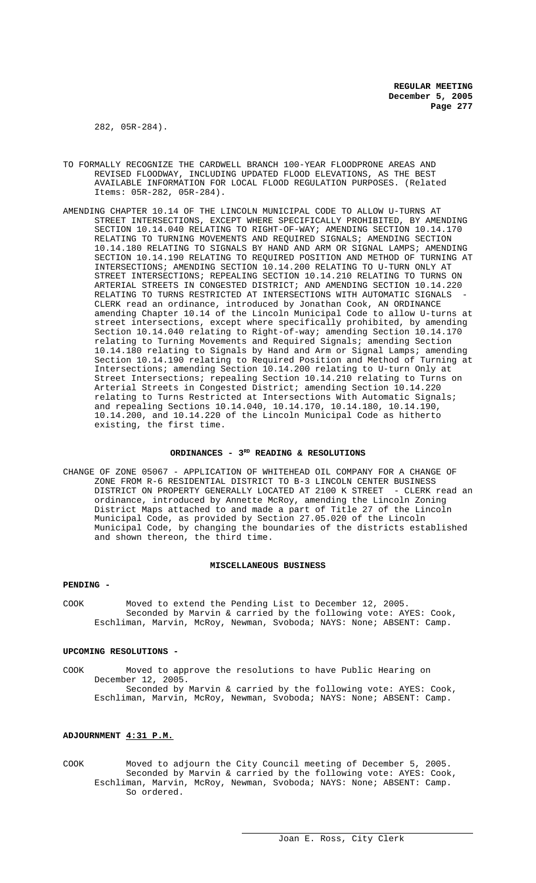282, 05R-284).

TO FORMALLY RECOGNIZE THE CARDWELL BRANCH 100-YEAR FLOODPRONE AREAS AND REVISED FLOODWAY, INCLUDING UPDATED FLOOD ELEVATIONS, AS THE BEST AVAILABLE INFORMATION FOR LOCAL FLOOD REGULATION PURPOSES. (Related Items: 05R-282, 05R-284).

AMENDING CHAPTER 10.14 OF THE LINCOLN MUNICIPAL CODE TO ALLOW U-TURNS AT STREET INTERSECTIONS, EXCEPT WHERE SPECIFICALLY PROHIBITED, BY AMENDING SECTION 10.14.040 RELATING TO RIGHT-OF-WAY; AMENDING SECTION 10.14.170 RELATING TO TURNING MOVEMENTS AND REQUIRED SIGNALS; AMENDING SECTION 10.14.180 RELATING TO SIGNALS BY HAND AND ARM OR SIGNAL LAMPS; AMENDING SECTION 10.14.190 RELATING TO REQUIRED POSITION AND METHOD OF TURNING AT INTERSECTIONS; AMENDING SECTION 10.14.200 RELATING TO U-TURN ONLY AT STREET INTERSECTIONS; REPEALING SECTION 10.14.210 RELATING TO TURNS ON ARTERIAL STREETS IN CONGESTED DISTRICT; AND AMENDING SECTION 10.14.220 RELATING TO TURNS RESTRICTED AT INTERSECTIONS WITH AUTOMATIC SIGNALS - CLERK read an ordinance, introduced by Jonathan Cook, AN ORDINANCE amending Chapter 10.14 of the Lincoln Municipal Code to allow U-turns at street intersections, except where specifically prohibited, by amending Section 10.14.040 relating to Right-of-way; amending Section 10.14.170 relating to Turning Movements and Required Signals; amending Section 10.14.180 relating to Signals by Hand and Arm or Signal Lamps; amending Section 10.14.190 relating to Required Position and Method of Turning at Intersections; amending Section 10.14.200 relating to U-turn Only at Street Intersections; repealing Section 10.14.210 relating to Turns on Arterial Streets in Congested District; amending Section 10.14.220 relating to Turns Restricted at Intersections With Automatic Signals; and repealing Sections 10.14.040, 10.14.170, 10.14.180, 10.14.190, 10.14.200, and 10.14.220 of the Lincoln Municipal Code as hitherto existing, the first time.

## ORDINANCES - 3RD READING & RESOLUTIONS

CHANGE OF ZONE 05067 - APPLICATION OF WHITEHEAD OIL COMPANY FOR A CHANGE OF ZONE FROM R-6 RESIDENTIAL DISTRICT TO B-3 LINCOLN CENTER BUSINESS DISTRICT ON PROPERTY GENERALLY LOCATED AT 2100 K STREET - CLERK read an ordinance, introduced by Annette McRoy, amending the Lincoln Zoning District Maps attached to and made a part of Title 27 of the Lincoln Municipal Code, as provided by Section 27.05.020 of the Lincoln Municipal Code, by changing the boundaries of the districts established and shown thereon, the third time.

## MISCELLANEOUS BUSINESS

**PENDING -**

COOK Moved to extend the Pending List to December 12, 2005.
Seconded by Marvin & carried by the following vote: AYES: Cook, Eschliman, Marvin, McRoy, Newman, Svoboda; NAYS: None; ABSENT: Camp.

**UPCOMING RESOLUTIONS -**

COOK Moved to approve the resolutions to have Public Hearing on December 12, 2005.
Seconded by Marvin & carried by the following vote: AYES: Cook, Eschliman, Marvin, McRoy, Newman, Svoboda; NAYS: None; ABSENT: Camp.

**ADJOURNMENT 4:31 P.M.**

COOK Moved to adjourn the City Council meeting of December 5, 2005.
Seconded by Marvin & carried by the following vote: AYES: Cook, Eschliman, Marvin, McRoy, Newman, Svoboda; NAYS: None; ABSENT: Camp.
So ordered.

Joan E. Ross, City Clerk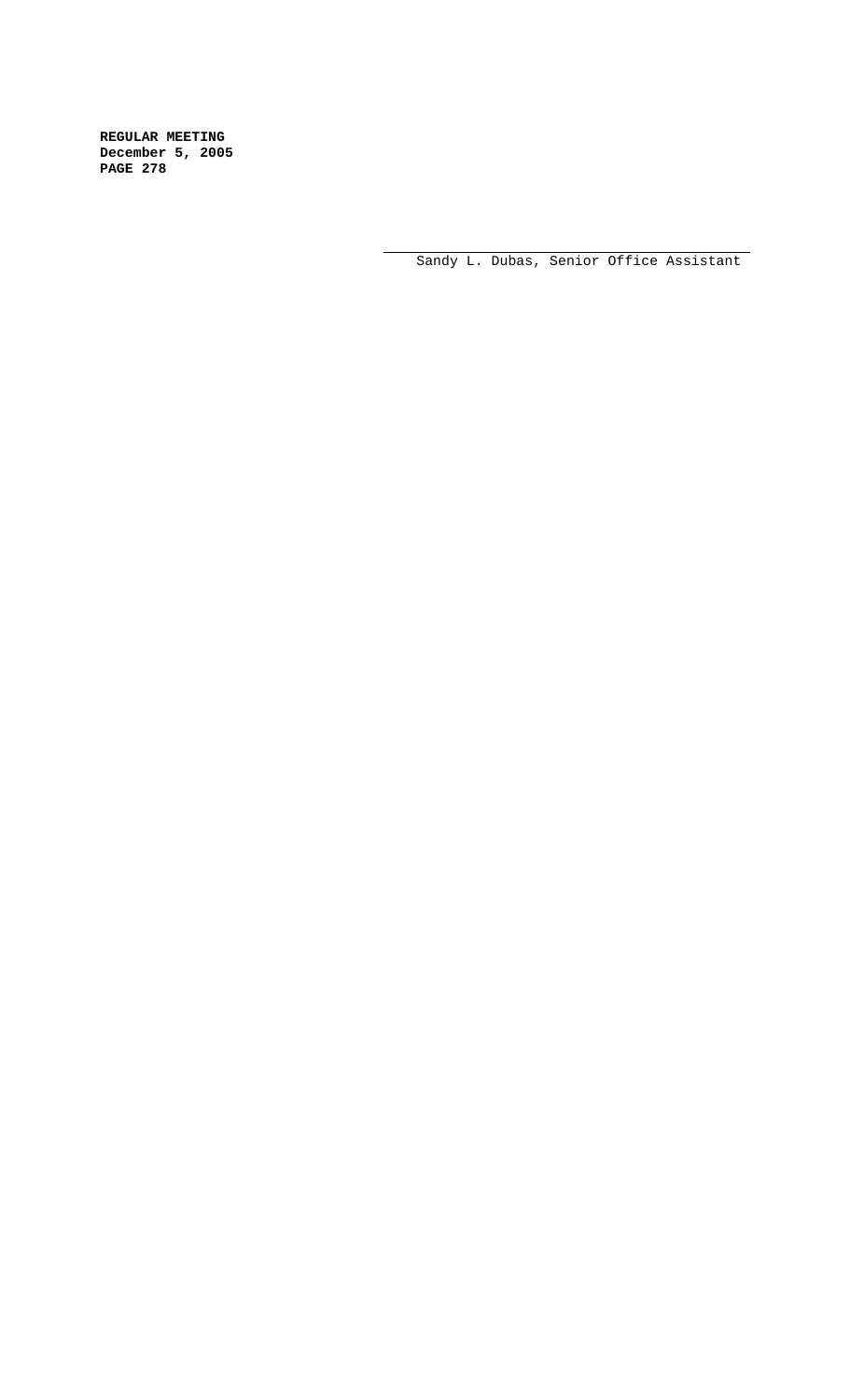Sandy L. Dubas, Senior Office Assistant